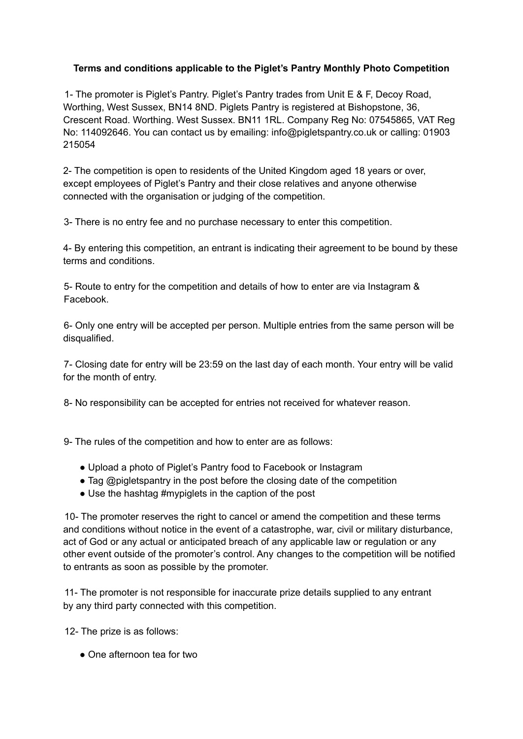**Terms and conditions applicable to the Piglet's Pantry Monthly Photo Competition**

1- The promoter is Piglet's Pantry. Piglet's Pantry trades from Unit E & F, Decoy Road, Worthing, West Sussex, BN14 8ND. Piglets Pantry is registered at Bishopstone, 36, Crescent Road. Worthing. West Sussex. BN11 1RL. Company Reg No: 07545865, VAT Reg No: 114092646. You can contact us by emailing: info@pigletspantry.co.uk or calling: 01903 215054

2- The competition is open to residents of the United Kingdom aged 18 years or over, except employees of Piglet's Pantry and their close relatives and anyone otherwise connected with the organisation or judging of the competition.

3- There is no entry fee and no purchase necessary to enter this competition.

4- By entering this competition, an entrant is indicating their agreement to be bound by these terms and conditions.

5- Route to entry for the competition and details of how to enter are via Instagram & Facebook.

6- Only one entry will be accepted per person. Multiple entries from the same person will be disqualified.

7- Closing date for entry will be 23:59 on the last day of each month. Your entry will be valid for the month of entry.

8- No responsibility can be accepted for entries not received for whatever reason.

9- The rules of the competition and how to enter are as follows:

- Upload a photo of Piglet's Pantry food to Facebook or Instagram
- Tag @pigletspantry in the post before the closing date of the competition
- Use the hashtag #mypiglets in the caption of the post

10- The promoter reserves the right to cancel or amend the competition and these terms and conditions without notice in the event of a catastrophe, war, civil or military disturbance, act of God or any actual or anticipated breach of any applicable law or regulation or any other event outside of the promoter's control. Any changes to the competition will be notified to entrants as soon as possible by the promoter.

11- The promoter is not responsible for inaccurate prize details supplied to any entrant by any third party connected with this competition.

12- The prize is as follows:

- One afternoon tea for two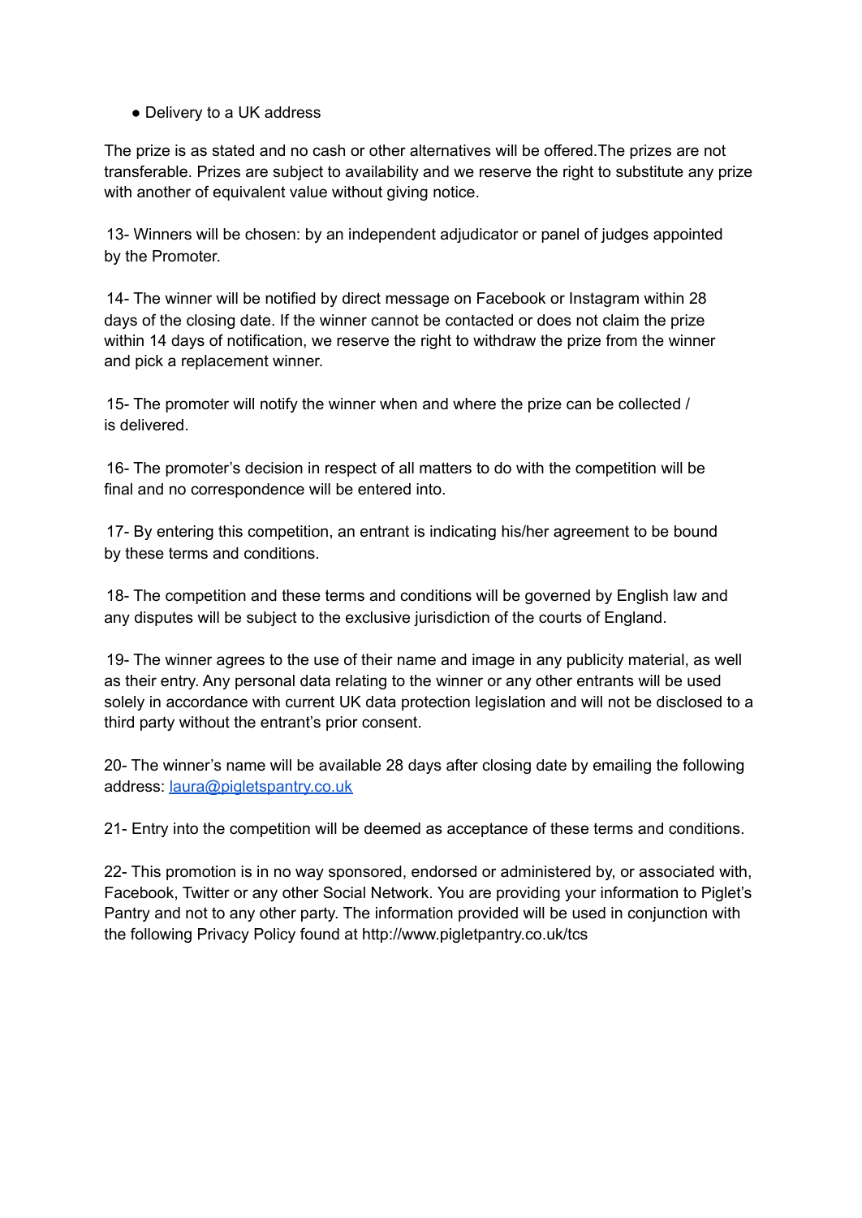- Delivery to a UK address

The prize is as stated and no cash or other alternatives will be offered.The prizes are not transferable. Prizes are subject to availability and we reserve the right to substitute any prize with another of equivalent value without giving notice.

13- Winners will be chosen: by an independent adjudicator or panel of judges appointed by the Promoter.

14- The winner will be notified by direct message on Facebook or Instagram within 28 days of the closing date. If the winner cannot be contacted or does not claim the prize within 14 days of notification, we reserve the right to withdraw the prize from the winner and pick a replacement winner.

15- The promoter will notify the winner when and where the prize can be collected / is delivered.

16- The promoter's decision in respect of all matters to do with the competition will be final and no correspondence will be entered into.

17- By entering this competition, an entrant is indicating his/her agreement to be bound by these terms and conditions.

18- The competition and these terms and conditions will be governed by English law and any disputes will be subject to the exclusive jurisdiction of the courts of England.

19- The winner agrees to the use of their name and image in any publicity material, as well as their entry. Any personal data relating to the winner or any other entrants will be used solely in accordance with current UK data protection legislation and will not be disclosed to a third party without the entrant's prior consent.

20- The winner's name will be available 28 days after closing date by emailing the following address: [laura@pigletspantry.co.uk](mailto:laura@pigletspantry.co.uk)

21- Entry into the competition will be deemed as acceptance of these terms and conditions.

22- This promotion is in no way sponsored, endorsed or administered by, or associated with, Facebook, Twitter or any other Social Network. You are providing your information to Piglet's Pantry and not to any other party. The information provided will be used in conjunction with the following Privacy Policy found at http://www.pigletpantry.co.uk/tcs